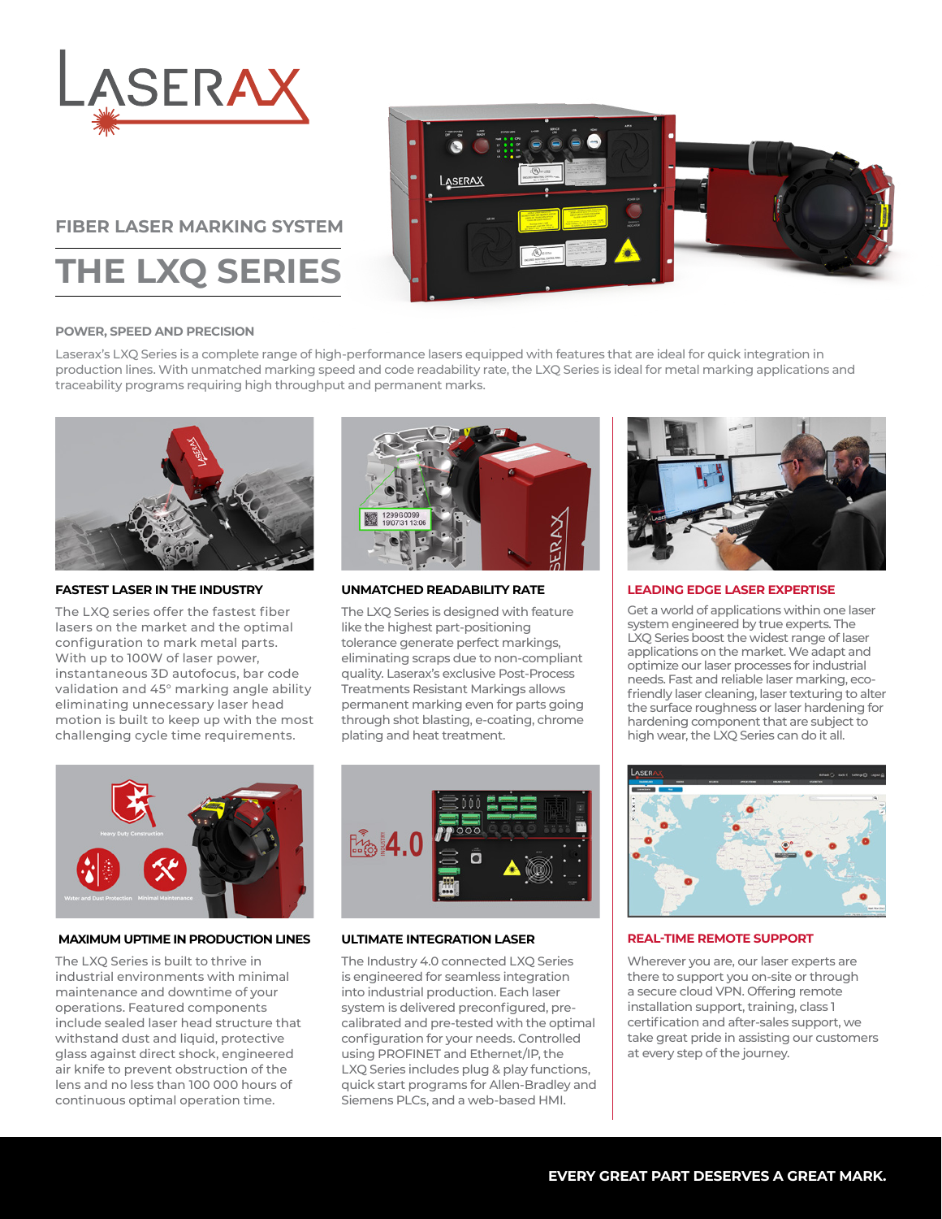# LASERAX

## FIBER LASER MARKING SYSTEM

# THE LXQ SERIES

### POWER, SPEED AND PRECISION

Laserax's LXQ Series is a complete range of high-performance lasers equipped with features that are ideal for quick integration in production lines. With unmatched marking speed and code readability rate, the LXQ Series is ideal for metal marking applications and traceability programs requiring high throughput and permanent marks.

### FASTEST LASER IN THE INDUSTRY

The LXQ series offer the fastest fiber lasers on the market and the optimal configuration to mark metal parts. With up to 100W of laser power, instantaneous 3D autofocus, bar code validation and 45° marking angle ability eliminating unnecessary laser head motion is built to keep up with the most challenging cycle time requirements.

### UNMATCHED READABILITY RATE

The LXQ Series is designed with feature like the highest part-positioning tolerance generate perfect markings, eliminating scraps due to non-compliant quality. Laserax's exclusive Post-Process Treatments Resistant Markings allows permanent marking even for parts going through shot blasting, e-coating, chrome plating and heat treatment.

### LEADING EDGE LASER EXPERTISE

Get a world of applications within one laser system engineered by true experts. The LXQ Series boost the widest range of laser applications on the market. We adapt and optimize our laser processes for industrial needs. Fast and reliable laser marking, eco-friendly laser cleaning, laser texturing to alter the surface roughness or laser hardening for hardening component that are subject to high wear, the LXQ Series can do it all.

### MAXIMUM UPTIME IN PRODUCTION LINES

The LXQ Series is built to thrive in industrial environments with minimal maintenance and downtime of your operations. Featured components include sealed laser head structure that withstand dust and liquid, protective glass against direct shock, engineered air knife to prevent obstruction of the lens and no less than 100 000 hours of continuous optimal operation time.

### ULTIMATE INTEGRATION LASER

The Industry 4.0 connected LXQ Series is engineered for seamless integration into industrial production. Each laser system is delivered preconfigured, pre-calibrated and pre-tested with the optimal configuration for your needs. Controlled using PROFINET and Ethernet/IP, the LXQ Series includes plug & play functions, quick start programs for Allen-Bradley and Siemens PLCs, and a web-based HMI.

### REAL-TIME REMOTE SUPPORT

Wherever you are, our laser experts are there to support you on-site or through a secure cloud VPN. Offering remote installation support, training, class 1 certification and after-sales support, we take great pride in assisting our customers at every step of the journey.

**EVERY GREAT PART DESERVES A GREAT MARK.**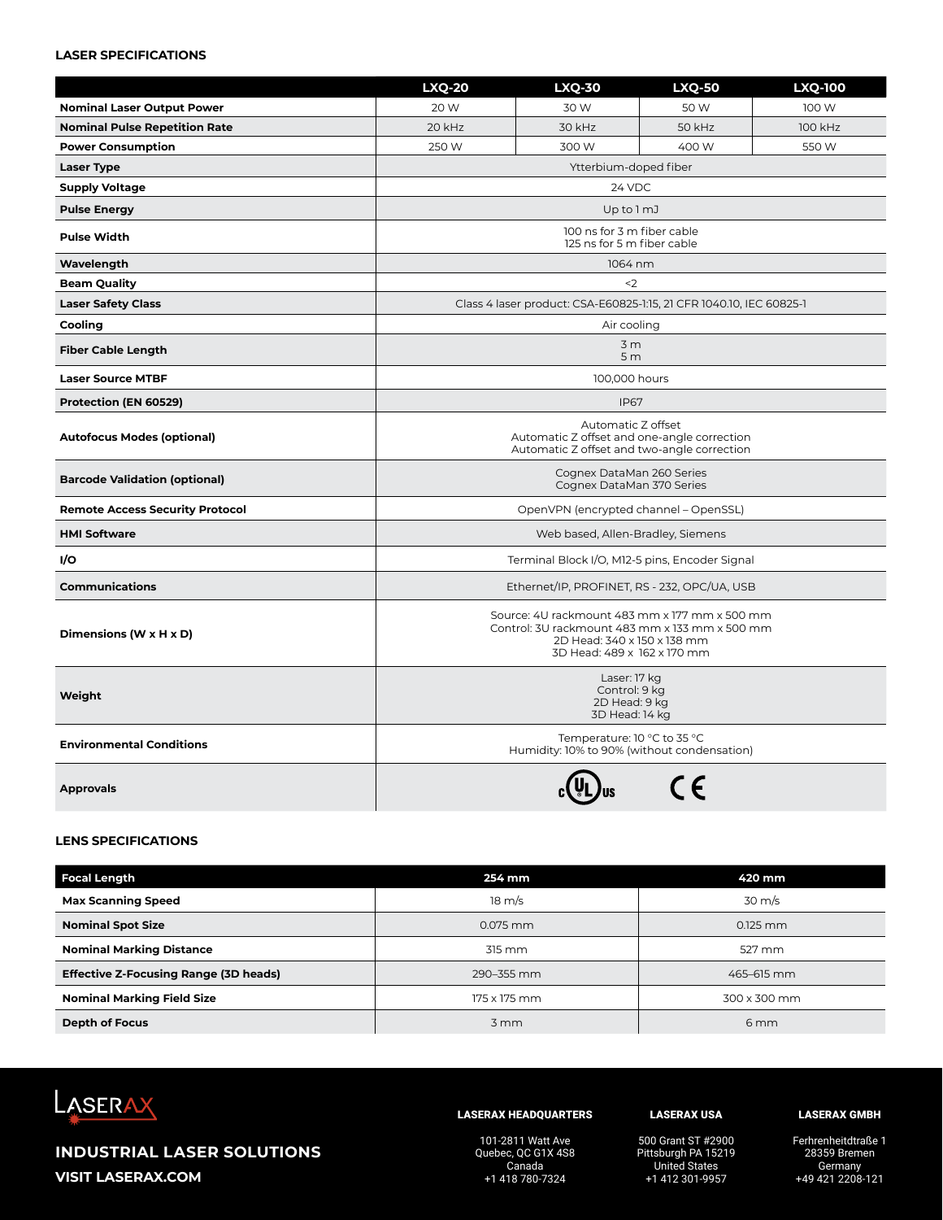## LASER SPECIFICATIONS

| | LXQ-20 | LXQ-30 | LXQ-50 | LXQ-100 |
|---|---|---|---|---|
| **Nominal Laser Output Power** | 20 W | 30 W | 50 W | 100 W |
| **Nominal Pulse Repetition Rate** | 20 kHz | 30 kHz | 50 kHz | 100 kHz |
| **Power Consumption** | 250 W | 300 W | 400 W | 550 W |
| **Laser Type** | Ytterbium-doped fiber | | | |
| **Supply Voltage** | 24 VDC | | | |
| **Pulse Energy** | Up to 1 mJ | | | |
| **Pulse Width** | 100 ns for 3 m fiber cable<br>125 ns for 5 m fiber cable | | | |
| **Wavelength** | 1064 nm | | | |
| **Beam Quality** | <2 | | | |
| **Laser Safety Class** | Class 4 laser product: CSA-E60825-1:15, 21 CFR 1040.10, IEC 60825-1 | | | |
| **Cooling** | Air cooling | | | |
| **Fiber Cable Length** | 3 m<br>5 m | | | |
| **Laser Source MTBF** | 100,000 hours | | | |
| **Protection (EN 60529)** | IP67 | | | |
| **Autofocus Modes (optional)** | Automatic Z offset<br>Automatic Z offset and one-angle correction<br>Automatic Z offset and two-angle correction | | | |
| **Barcode Validation (optional)** | Cognex DataMan 260 Series<br>Cognex DataMan 370 Series | | | |
| **Remote Access Security Protocol** | OpenVPN (encrypted channel – OpenSSL) | | | |
| **HMI Software** | Web based, Allen-Bradley, Siemens | | | |
| **I/O** | Terminal Block I/O, M12-5 pins, Encoder Signal | | | |
| **Communications** | Ethernet/IP, PROFINET, RS - 232, OPC/UA, USB | | | |
| **Dimensions (W x H x D)** | Source: 4U rackmount 483 mm x 177 mm x 500 mm<br>Control: 3U rackmount 483 mm x 133 mm x 500 mm<br>2D Head: 340 x 150 x 138 mm<br>3D Head: 489 x 162 x 170 mm | | | |
| **Weight** | Laser: 17 kg<br>Control: 9 kg<br>2D Head: 9 kg<br>3D Head: 14 kg | | | |
| **Environmental Conditions** | Temperature: 10 °C to 35 °C<br>Humidity: 10% to 90% (without condensation) | | | |
| **Approvals** | cULus, CE | | | |

## LENS SPECIFICATIONS

| Focal Length | 254 mm | 420 mm |
|---|---|---|
| **Max Scanning Speed** | 18 m/s | 30 m/s |
| **Nominal Spot Size** | 0.075 mm | 0.125 mm |
| **Nominal Marking Distance** | 315 mm | 527 mm |
| **Effective Z-Focusing Range (3D heads)** | 290–355 mm | 465–615 mm |
| **Nominal Marking Field Size** | 175 x 175 mm | 300 x 300 mm |
| **Depth of Focus** | 3 mm | 6 mm |

LASERAX

**INDUSTRIAL LASER SOLUTIONS**

**VISIT LASERAX.COM**

**LASERAX HEADQUARTERS**
101-2811 Watt Ave
Quebec, QC G1X 4S8
Canada
+1 418 780-7324

**LASERAX USA**
500 Grant ST #2900
Pittsburgh PA 15219
United States
+1 412 301-9957

**LASERAX GMBH**
Ferhrenheitdtraße 1
28359 Bremen
Germany
+49 421 2208-121